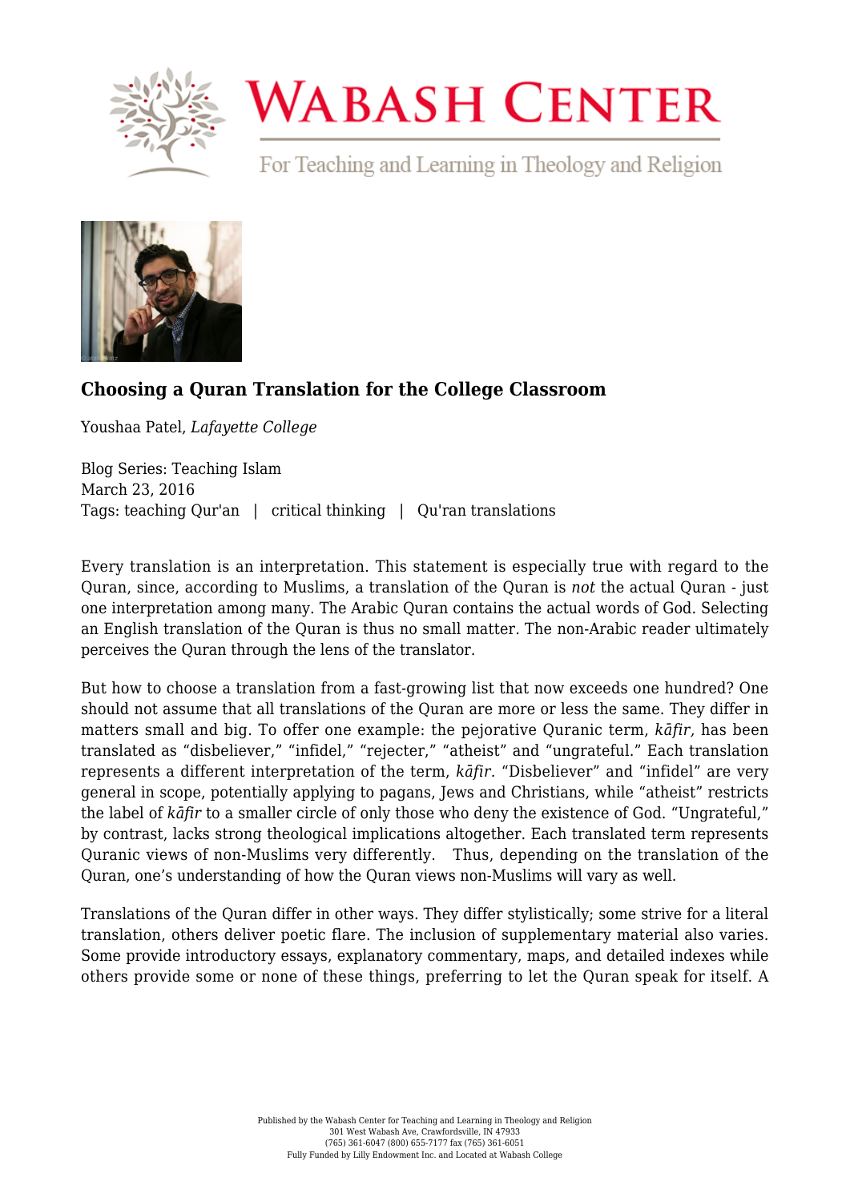# Choosing a Quran Translation for the College Classroom

Youshaa Patel, *Lafayette College*

Blog Series: Teaching Islam
March 23, 2016
Tags: teaching Qur'an | critical thinking | Qu'ran translations

Every translation is an interpretation. This statement is especially true with regard to the Quran, since, according to Muslims, a translation of the Quran is *not* the actual Quran - just one interpretation among many. The Arabic Quran contains the actual words of God. Selecting an English translation of the Quran is thus no small matter. The non-Arabic reader ultimately perceives the Quran through the lens of the translator.

But how to choose a translation from a fast-growing list that now exceeds one hundred? One should not assume that all translations of the Quran are more or less the same. They differ in matters small and big. To offer one example: the pejorative Quranic term, *kāfir,* has been translated as "disbeliever," "infidel," "rejecter," "atheist" and "ungrateful." Each translation represents a different interpretation of the term, *kāfir*. "Disbeliever" and "infidel" are very general in scope, potentially applying to pagans, Jews and Christians, while "atheist" restricts the label of *kāfir* to a smaller circle of only those who deny the existence of God. "Ungrateful," by contrast, lacks strong theological implications altogether. Each translated term represents Quranic views of non-Muslims very differently. Thus, depending on the translation of the Quran, one's understanding of how the Quran views non-Muslims will vary as well.

Translations of the Quran differ in other ways. They differ stylistically; some strive for a literal translation, others deliver poetic flare. The inclusion of supplementary material also varies. Some provide introductory essays, explanatory commentary, maps, and detailed indexes while others provide some or none of these things, preferring to let the Quran speak for itself. A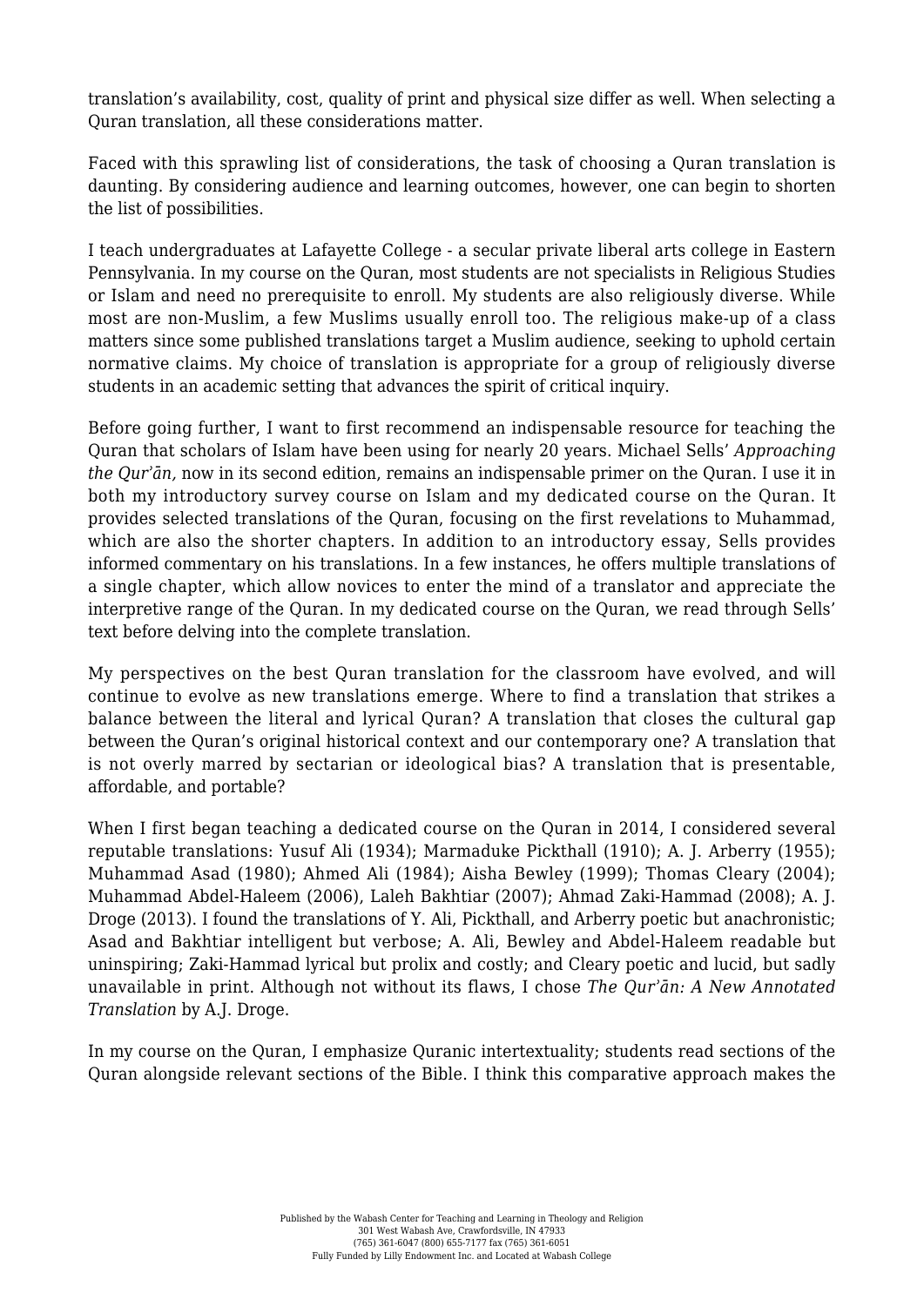translation's availability, cost, quality of print and physical size differ as well. When selecting a Quran translation, all these considerations matter.

Faced with this sprawling list of considerations, the task of choosing a Quran translation is daunting. By considering audience and learning outcomes, however, one can begin to shorten the list of possibilities.

I teach undergraduates at Lafayette College - a secular private liberal arts college in Eastern Pennsylvania. In my course on the Quran, most students are not specialists in Religious Studies or Islam and need no prerequisite to enroll. My students are also religiously diverse. While most are non-Muslim, a few Muslims usually enroll too. The religious make-up of a class matters since some published translations target a Muslim audience, seeking to uphold certain normative claims. My choice of translation is appropriate for a group of religiously diverse students in an academic setting that advances the spirit of critical inquiry.

Before going further, I want to first recommend an indispensable resource for teaching the Quran that scholars of Islam have been using for nearly 20 years. Michael Sells' *Approaching the Qurʾān,* now in its second edition, remains an indispensable primer on the Quran. I use it in both my introductory survey course on Islam and my dedicated course on the Quran. It provides selected translations of the Quran, focusing on the first revelations to Muhammad, which are also the shorter chapters. In addition to an introductory essay, Sells provides informed commentary on his translations. In a few instances, he offers multiple translations of a single chapter, which allow novices to enter the mind of a translator and appreciate the interpretive range of the Quran. In my dedicated course on the Quran, we read through Sells' text before delving into the complete translation.

My perspectives on the best Quran translation for the classroom have evolved, and will continue to evolve as new translations emerge. Where to find a translation that strikes a balance between the literal and lyrical Quran? A translation that closes the cultural gap between the Quran's original historical context and our contemporary one? A translation that is not overly marred by sectarian or ideological bias? A translation that is presentable, affordable, and portable?

When I first began teaching a dedicated course on the Quran in 2014, I considered several reputable translations: Yusuf Ali (1934); Marmaduke Pickthall (1910); A. J. Arberry (1955); Muhammad Asad (1980); Ahmed Ali (1984); Aisha Bewley (1999); Thomas Cleary (2004); Muhammad Abdel-Haleem (2006), Laleh Bakhtiar (2007); Ahmad Zaki-Hammad (2008); A. J. Droge (2013). I found the translations of Y. Ali, Pickthall, and Arberry poetic but anachronistic; Asad and Bakhtiar intelligent but verbose; A. Ali, Bewley and Abdel-Haleem readable but uninspiring; Zaki-Hammad lyrical but prolix and costly; and Cleary poetic and lucid, but sadly unavailable in print. Although not without its flaws, I chose *The Qurʾān: A New Annotated Translation* by A.J. Droge.

In my course on the Quran, I emphasize Quranic intertextuality; students read sections of the Quran alongside relevant sections of the Bible. I think this comparative approach makes the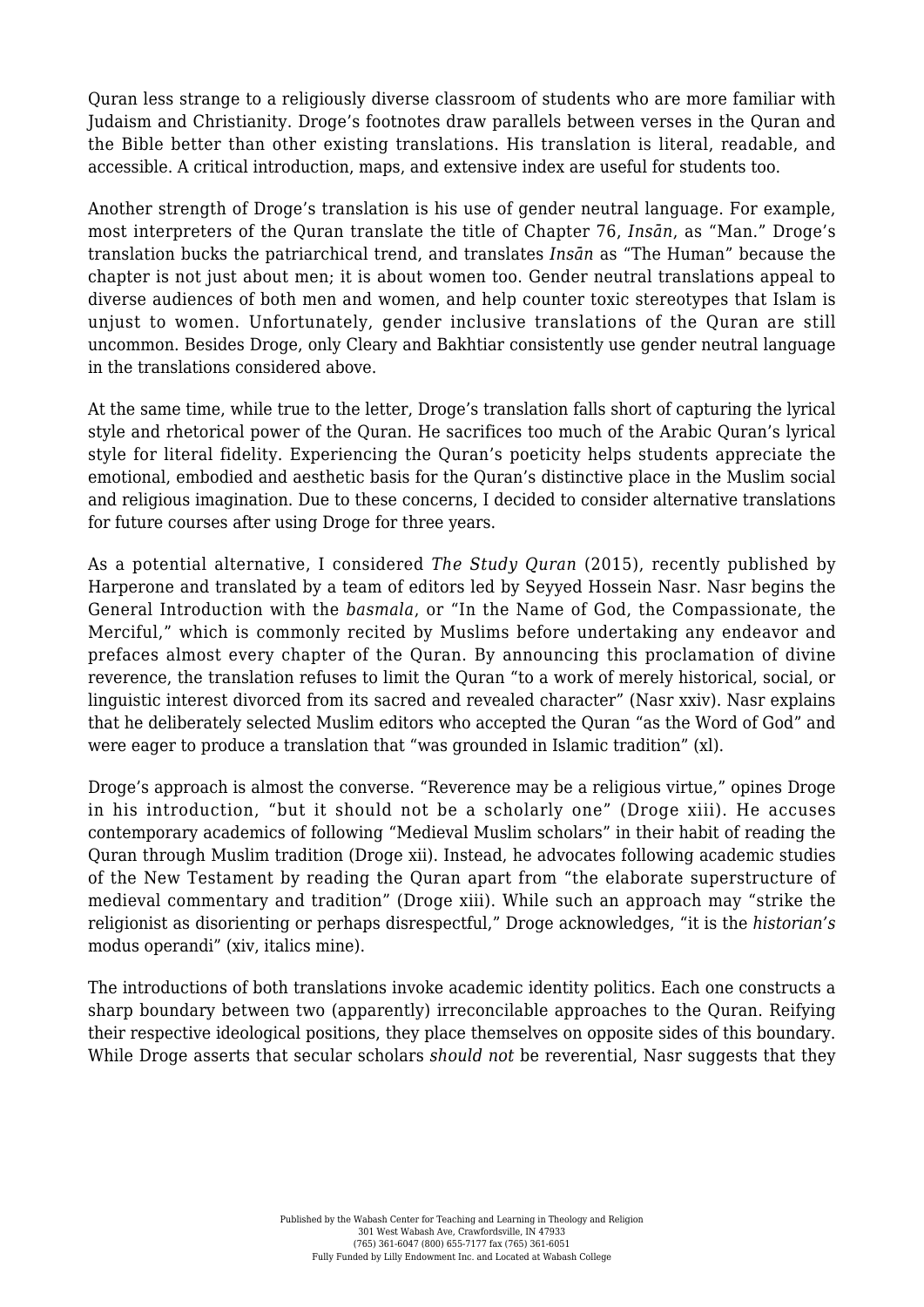Quran less strange to a religiously diverse classroom of students who are more familiar with Judaism and Christianity. Droge's footnotes draw parallels between verses in the Quran and the Bible better than other existing translations. His translation is literal, readable, and accessible. A critical introduction, maps, and extensive index are useful for students too.

Another strength of Droge's translation is his use of gender neutral language. For example, most interpreters of the Quran translate the title of Chapter 76, *Insān*, as "Man." Droge's translation bucks the patriarchical trend, and translates *Insān* as "The Human" because the chapter is not just about men; it is about women too. Gender neutral translations appeal to diverse audiences of both men and women, and help counter toxic stereotypes that Islam is unjust to women. Unfortunately, gender inclusive translations of the Quran are still uncommon. Besides Droge, only Cleary and Bakhtiar consistently use gender neutral language in the translations considered above.

At the same time, while true to the letter, Droge's translation falls short of capturing the lyrical style and rhetorical power of the Quran. He sacrifices too much of the Arabic Quran's lyrical style for literal fidelity. Experiencing the Quran's poeticity helps students appreciate the emotional, embodied and aesthetic basis for the Quran's distinctive place in the Muslim social and religious imagination. Due to these concerns, I decided to consider alternative translations for future courses after using Droge for three years.

As a potential alternative, I considered *The Study Quran* (2015), recently published by Harperone and translated by a team of editors led by Seyyed Hossein Nasr. Nasr begins the General Introduction with the *basmala*, or "In the Name of God, the Compassionate, the Merciful," which is commonly recited by Muslims before undertaking any endeavor and prefaces almost every chapter of the Quran. By announcing this proclamation of divine reverence, the translation refuses to limit the Quran "to a work of merely historical, social, or linguistic interest divorced from its sacred and revealed character" (Nasr xxiv). Nasr explains that he deliberately selected Muslim editors who accepted the Quran "as the Word of God" and were eager to produce a translation that "was grounded in Islamic tradition" (xl).

Droge's approach is almost the converse. "Reverence may be a religious virtue," opines Droge in his introduction, "but it should not be a scholarly one" (Droge xiii). He accuses contemporary academics of following "Medieval Muslim scholars" in their habit of reading the Quran through Muslim tradition (Droge xii). Instead, he advocates following academic studies of the New Testament by reading the Quran apart from "the elaborate superstructure of medieval commentary and tradition" (Droge xiii). While such an approach may "strike the religionist as disorienting or perhaps disrespectful," Droge acknowledges, "it is the *historian's* modus operandi" (xiv, italics mine).

The introductions of both translations invoke academic identity politics. Each one constructs a sharp boundary between two (apparently) irreconcilable approaches to the Quran. Reifying their respective ideological positions, they place themselves on opposite sides of this boundary. While Droge asserts that secular scholars *should not* be reverential, Nasr suggests that they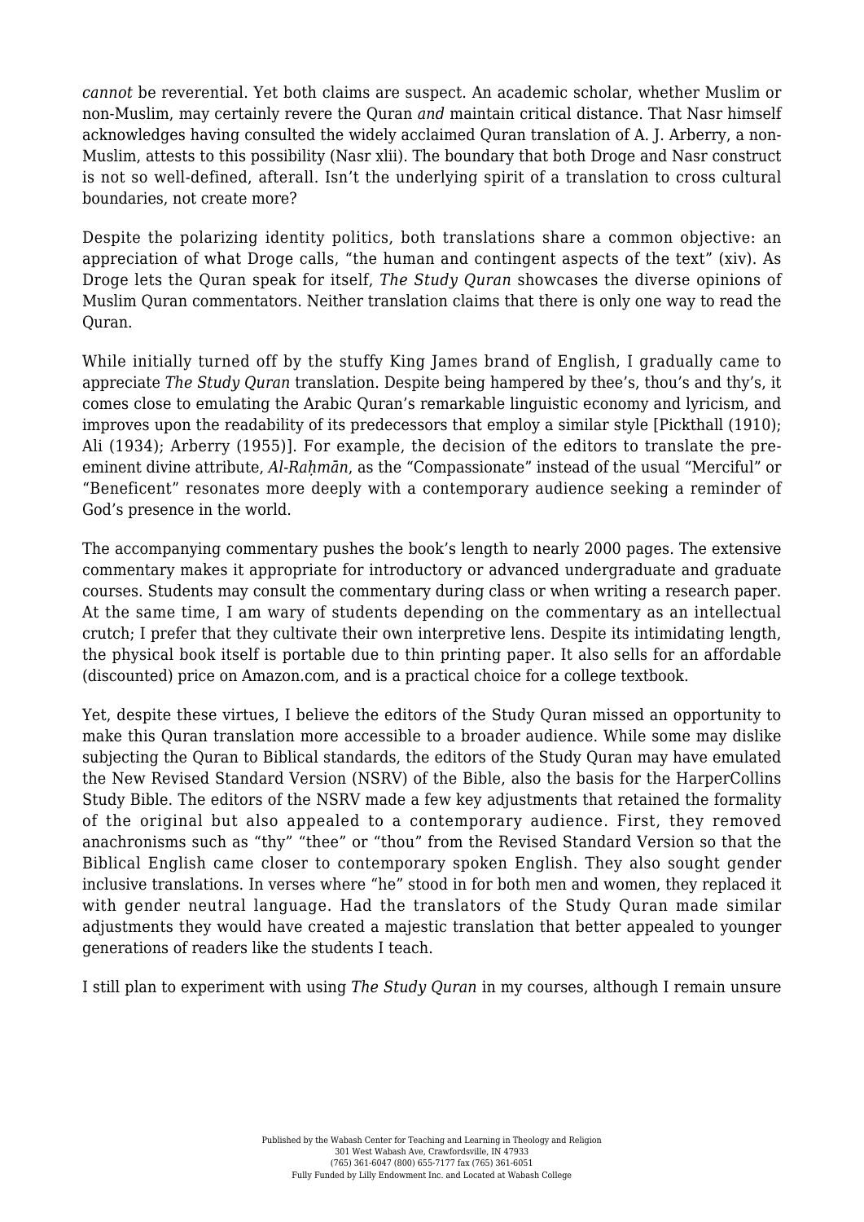*cannot* be reverential. Yet both claims are suspect. An academic scholar, whether Muslim or non-Muslim, may certainly revere the Quran *and* maintain critical distance. That Nasr himself acknowledges having consulted the widely acclaimed Quran translation of A. J. Arberry, a non-Muslim, attests to this possibility (Nasr xlii). The boundary that both Droge and Nasr construct is not so well-defined, afterall. Isn't the underlying spirit of a translation to cross cultural boundaries, not create more?

Despite the polarizing identity politics, both translations share a common objective: an appreciation of what Droge calls, "the human and contingent aspects of the text" (xiv). As Droge lets the Quran speak for itself, *The Study Quran* showcases the diverse opinions of Muslim Quran commentators. Neither translation claims that there is only one way to read the Quran.

While initially turned off by the stuffy King James brand of English, I gradually came to appreciate *The Study Quran* translation. Despite being hampered by thee's, thou's and thy's, it comes close to emulating the Arabic Quran's remarkable linguistic economy and lyricism, and improves upon the readability of its predecessors that employ a similar style [Pickthall (1910); Ali (1934); Arberry (1955)]. For example, the decision of the editors to translate the pre-eminent divine attribute, *Al-Raḥmān*, as the "Compassionate" instead of the usual "Merciful" or "Beneficent" resonates more deeply with a contemporary audience seeking a reminder of God's presence in the world.

The accompanying commentary pushes the book's length to nearly 2000 pages. The extensive commentary makes it appropriate for introductory or advanced undergraduate and graduate courses. Students may consult the commentary during class or when writing a research paper. At the same time, I am wary of students depending on the commentary as an intellectual crutch; I prefer that they cultivate their own interpretive lens. Despite its intimidating length, the physical book itself is portable due to thin printing paper. It also sells for an affordable (discounted) price on Amazon.com, and is a practical choice for a college textbook.

Yet, despite these virtues, I believe the editors of the Study Quran missed an opportunity to make this Quran translation more accessible to a broader audience. While some may dislike subjecting the Quran to Biblical standards, the editors of the Study Quran may have emulated the New Revised Standard Version (NSRV) of the Bible, also the basis for the HarperCollins Study Bible. The editors of the NSRV made a few key adjustments that retained the formality of the original but also appealed to a contemporary audience. First, they removed anachronisms such as "thy" "thee" or "thou" from the Revised Standard Version so that the Biblical English came closer to contemporary spoken English. They also sought gender inclusive translations. In verses where "he" stood in for both men and women, they replaced it with gender neutral language. Had the translators of the Study Quran made similar adjustments they would have created a majestic translation that better appealed to younger generations of readers like the students I teach.

I still plan to experiment with using *The Study Quran* in my courses, although I remain unsure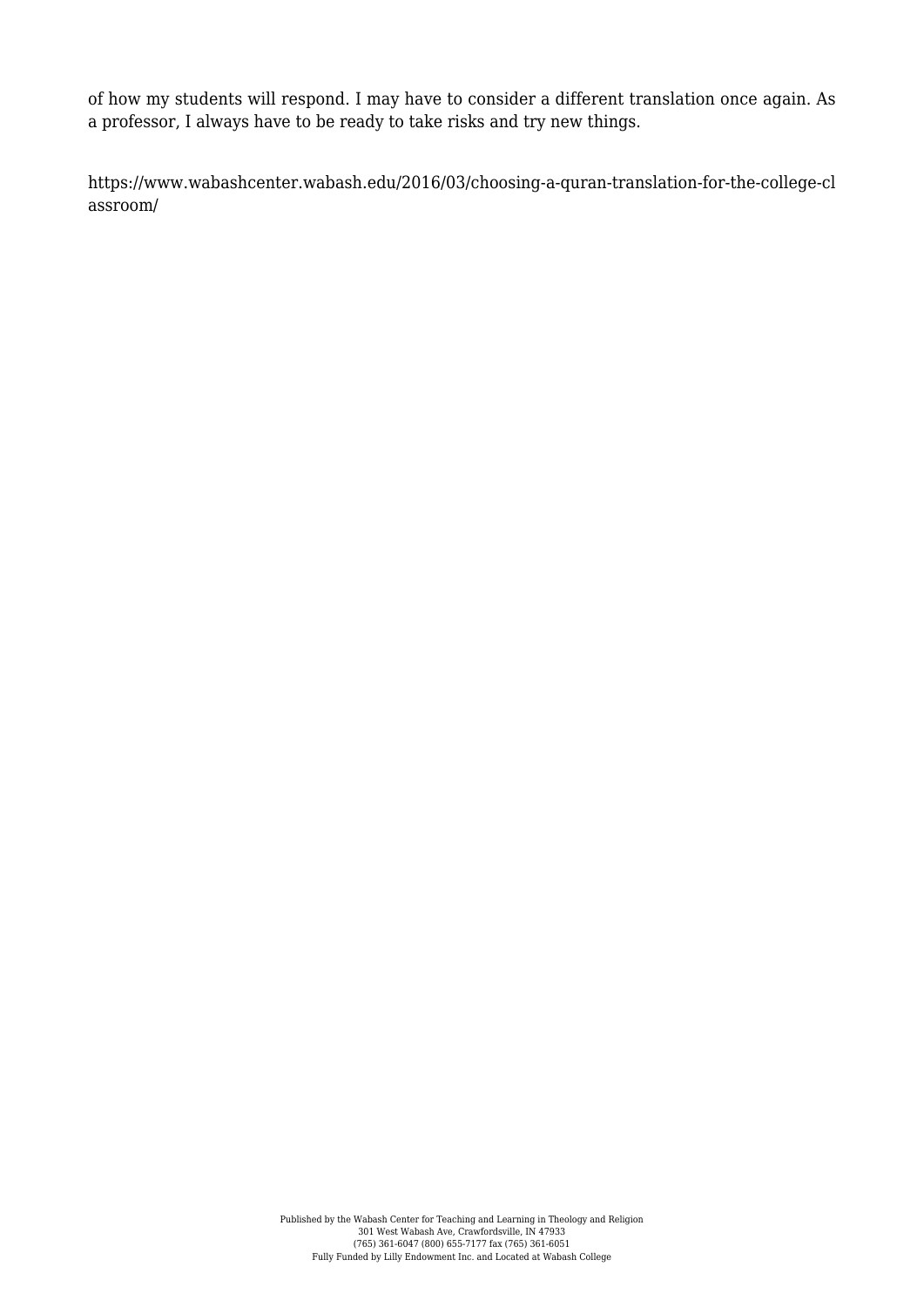of how my students will respond. I may have to consider a different translation once again. As a professor, I always have to be ready to take risks and try new things.

https://www.wabashcenter.wabash.edu/2016/03/choosing-a-quran-translation-for-the-college-classroom/